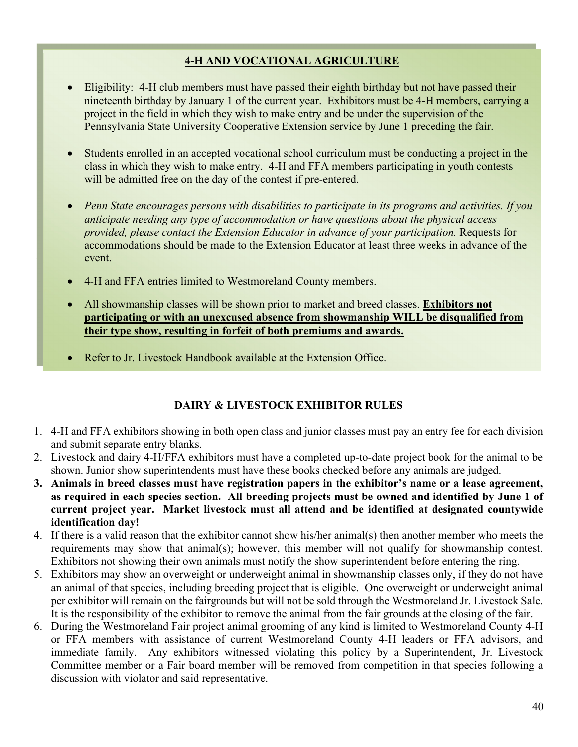## 4-H AND VOCATIONAL AGRICULTURE

- Eligibility: 4-H club members must have passed their eighth birthday but not have passed their nineteenth birthday by January 1 of the current year. Exhibitors must be 4-H members, carrying a project in the field in which they wish to make entry and be under the supervision of the Pennsylvania State University Cooperative Extension service by June 1 preceding the fair.

- Students enrolled in an accepted vocational school curriculum must be conducting a project in the class in which they wish to make entry. 4-H and FFA members participating in youth contests will be admitted free on the day of the contest if pre-entered.

- *Penn State encourages persons with disabilities to participate in its programs and activities. If you anticipate needing any type of accommodation or have questions about the physical access provided, please contact the Extension Educator in advance of your participation.* Requests for accommodations should be made to the Extension Educator at least three weeks in advance of the event.

- 4-H and FFA entries limited to Westmoreland County members.

- All showmanship classes will be shown prior to market and breed classes. **Exhibitors not participating or with an unexcused absence from showmanship WILL be disqualified from their type show, resulting in forfeit of both premiums and awards.**

- Refer to Jr. Livestock Handbook available at the Extension Office.

## DAIRY & LIVESTOCK EXHIBITOR RULES

1. 4-H and FFA exhibitors showing in both open class and junior classes must pay an entry fee for each division and submit separate entry blanks.
2. Livestock and dairy 4-H/FFA exhibitors must have a completed up-to-date project book for the animal to be shown. Junior show superintendents must have these books checked before any animals are judged.
3. **Animals in breed classes must have registration papers in the exhibitor's name or a lease agreement, as required in each species section. All breeding projects must be owned and identified by June 1 of current project year. Market livestock must all attend and be identified at designated countywide identification day!**
4. If there is a valid reason that the exhibitor cannot show his/her animal(s) then another member who meets the requirements may show that animal(s); however, this member will not qualify for showmanship contest. Exhibitors not showing their own animals must notify the show superintendent before entering the ring.
5. Exhibitors may show an overweight or underweight animal in showmanship classes only, if they do not have an animal of that species, including breeding project that is eligible. One overweight or underweight animal per exhibitor will remain on the fairgrounds but will not be sold through the Westmoreland Jr. Livestock Sale. It is the responsibility of the exhibitor to remove the animal from the fair grounds at the closing of the fair.
6. During the Westmoreland Fair project animal grooming of any kind is limited to Westmoreland County 4-H or FFA members with assistance of current Westmoreland County 4-H leaders or FFA advisors, and immediate family. Any exhibitors witnessed violating this policy by a Superintendent, Jr. Livestock Committee member or a Fair board member will be removed from competition in that species following a discussion with violator and said representative.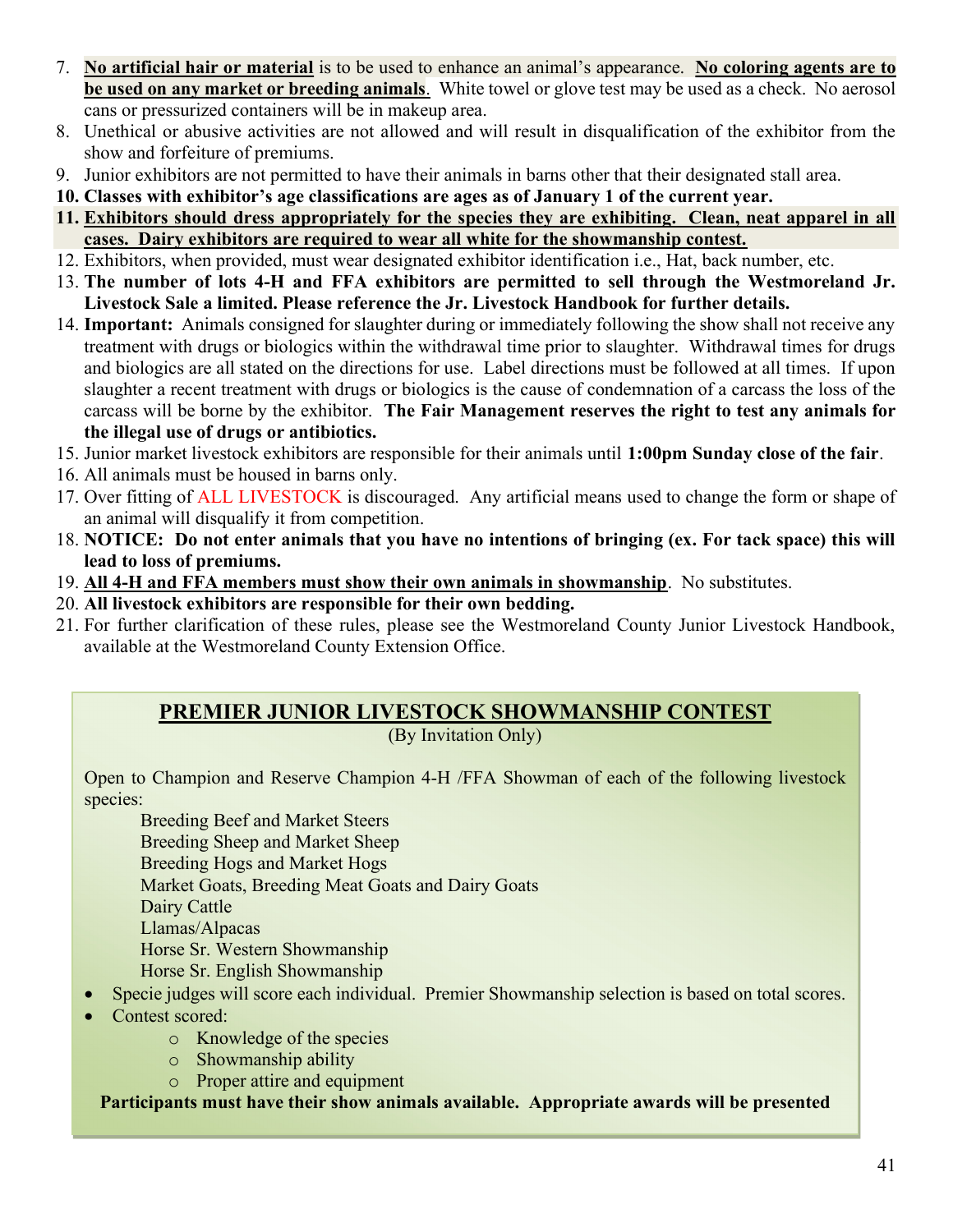7. **No artificial hair or material** is to be used to enhance an animal's appearance. **No coloring agents are to be used on any market or breeding animals**. White towel or glove test may be used as a check. No aerosol cans or pressurized containers will be in makeup area.
8. Unethical or abusive activities are not allowed and will result in disqualification of the exhibitor from the show and forfeiture of premiums.
9. Junior exhibitors are not permitted to have their animals in barns other that their designated stall area.
10. **Classes with exhibitor's age classifications are ages as of January 1 of the current year.**
11. **Exhibitors should dress appropriately for the species they are exhibiting. Clean, neat apparel in all cases. Dairy exhibitors are required to wear all white for the showmanship contest.**
12. Exhibitors, when provided, must wear designated exhibitor identification i.e., Hat, back number, etc.
13. **The number of lots 4-H and FFA exhibitors are permitted to sell through the Westmoreland Jr. Livestock Sale a limited. Please reference the Jr. Livestock Handbook for further details.**
14. **Important:** Animals consigned for slaughter during or immediately following the show shall not receive any treatment with drugs or biologics within the withdrawal time prior to slaughter. Withdrawal times for drugs and biologics are all stated on the directions for use. Label directions must be followed at all times. If upon slaughter a recent treatment with drugs or biologics is the cause of condemnation of a carcass the loss of the carcass will be borne by the exhibitor. **The Fair Management reserves the right to test any animals for the illegal use of drugs or antibiotics.**
15. Junior market livestock exhibitors are responsible for their animals until **1:00pm Sunday close of the fair**.
16. All animals must be housed in barns only.
17. Over fitting of ALL LIVESTOCK is discouraged. Any artificial means used to change the form or shape of an animal will disqualify it from competition.
18. **NOTICE: Do not enter animals that you have no intentions of bringing (ex. For tack space) this will lead to loss of premiums.**
19. **All 4-H and FFA members must show their own animals in showmanship**. No substitutes.
20. **All livestock exhibitors are responsible for their own bedding.**
21. For further clarification of these rules, please see the Westmoreland County Junior Livestock Handbook, available at the Westmoreland County Extension Office.

## PREMIER JUNIOR LIVESTOCK SHOWMANSHIP CONTEST

(By Invitation Only)

Open to Champion and Reserve Champion 4-H /FFA Showman of each of the following livestock species:

Breeding Beef and Market Steers
Breeding Sheep and Market Sheep
Breeding Hogs and Market Hogs
Market Goats, Breeding Meat Goats and Dairy Goats
Dairy Cattle
Llamas/Alpacas
Horse Sr. Western Showmanship
Horse Sr. English Showmanship

- Specie judges will score each individual. Premier Showmanship selection is based on total scores.
- Contest scored:
  - Knowledge of the species
  - Showmanship ability
  - Proper attire and equipment

**Participants must have their show animals available. Appropriate awards will be presented**